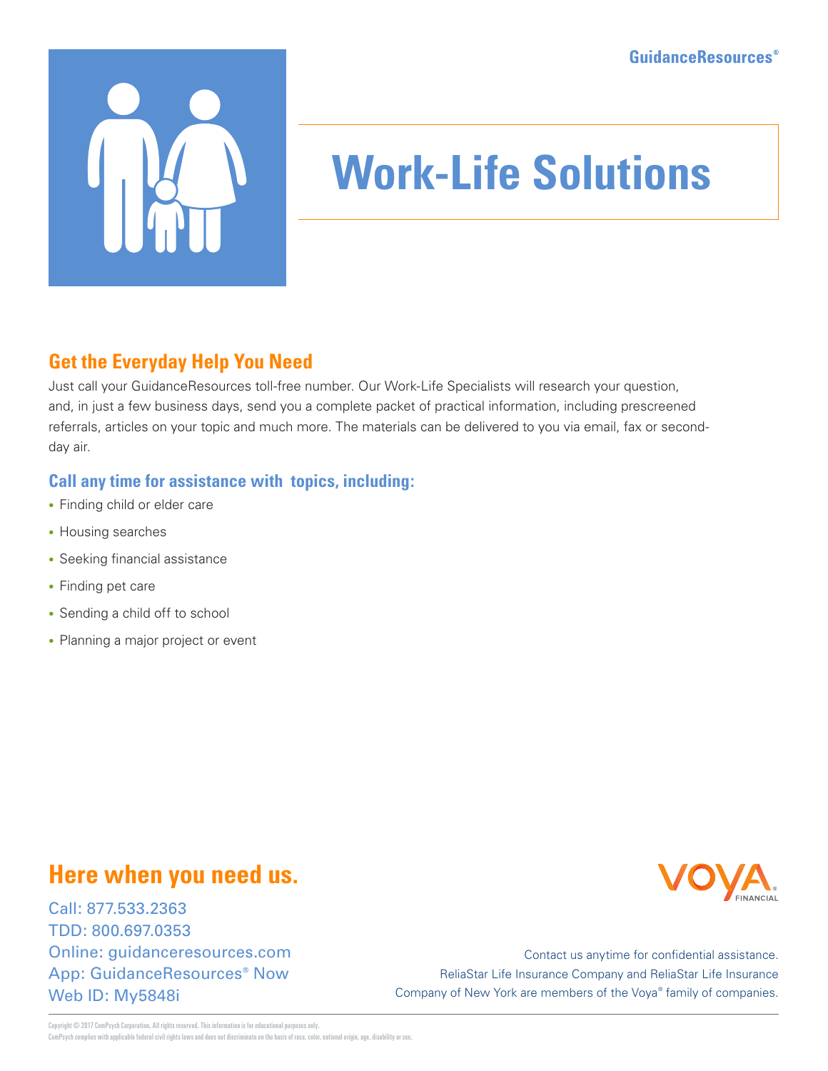GuidanceResources®

# Work-Life Solutions

## Get the Everyday Help You Need

Just call your GuidanceResources toll-free number. Our Work-Life Specialists will research your question, and, in just a few business days, send you a complete packet of practical information, including prescreened referrals, articles on your topic and much more. The materials can be delivered to you via email, fax or second-day air.

### Call any time for assistance with topics, including:

- Finding child or elder care
- Housing searches
- Seeking financial assistance
- Finding pet care
- Sending a child off to school
- Planning a major project or event

## Here when you need us.

Call: 877.533.2363
TDD: 800.697.0353
Online: guidanceresources.com
App: GuidanceResources® Now
Web ID: My5848i

VOYA FINANCIAL

Contact us anytime for confidential assistance.
ReliaStar Life Insurance Company and ReliaStar Life Insurance Company of New York are members of the Voya® family of companies.

Copyright © 2017 ComPsych Corporation. All rights reserved. This information is for educational purposes only.
ComPsych complies with applicable federal civil rights laws and does not discriminate on the basis of race, color, national origin, age, disability or sex.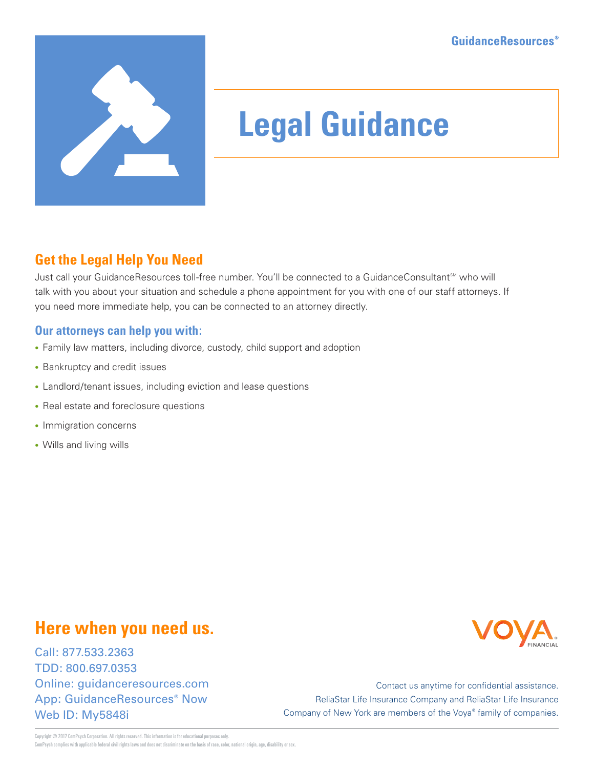GuidanceResources®

# Legal Guidance

## Get the Legal Help You Need

Just call your GuidanceResources toll-free number. You'll be connected to a GuidanceConsultant℠ who will talk with you about your situation and schedule a phone appointment for you with one of our staff attorneys. If you need more immediate help, you can be connected to an attorney directly.

### Our attorneys can help you with:

- Family law matters, including divorce, custody, child support and adoption
- Bankruptcy and credit issues
- Landlord/tenant issues, including eviction and lease questions
- Real estate and foreclosure questions
- Immigration concerns
- Wills and living wills

## Here when you need us.

Call: 877.533.2363
TDD: 800.697.0353
Online: guidanceresources.com
App: GuidanceResources® Now
Web ID: My5848i

VOYA FINANCIAL

Contact us anytime for confidential assistance.
ReliaStar Life Insurance Company and ReliaStar Life Insurance Company of New York are members of the Voya® family of companies.

Copyright © 2017 ComPsych Corporation. All rights reserved. This information is for educational purposes only.
ComPsych complies with applicable federal civil rights laws and does not discriminate on the basis of race, color, national origin, age, disability or sex.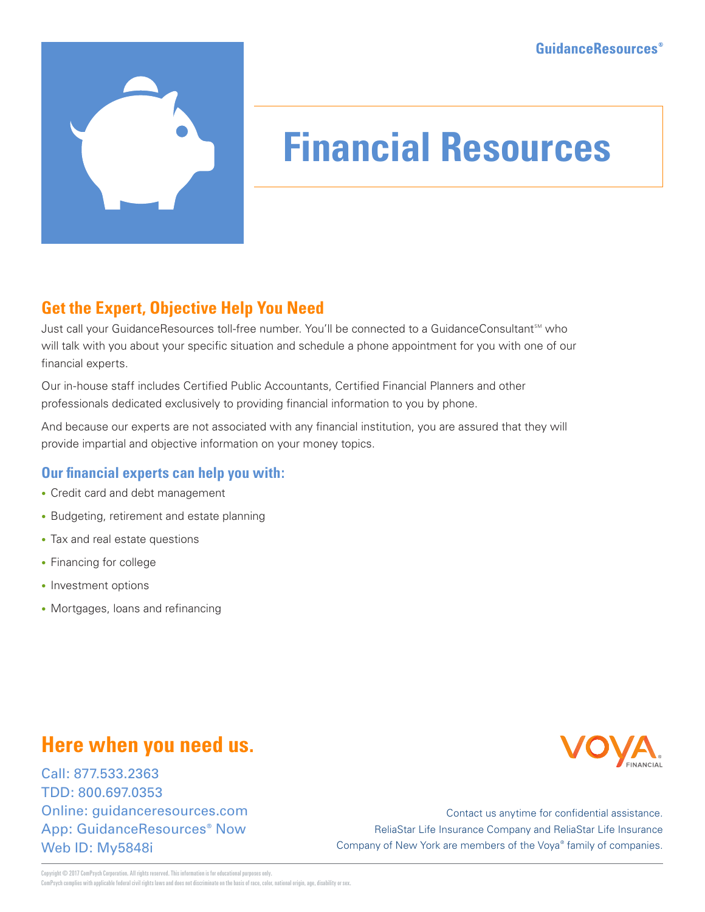GuidanceResources®

# Financial Resources

## Get the Expert, Objective Help You Need

Just call your GuidanceResources toll-free number. You'll be connected to a GuidanceConsultant℠ who will talk with you about your specific situation and schedule a phone appointment for you with one of our financial experts.

Our in-house staff includes Certified Public Accountants, Certified Financial Planners and other professionals dedicated exclusively to providing financial information to you by phone.

And because our experts are not associated with any financial institution, you are assured that they will provide impartial and objective information on your money topics.

### Our financial experts can help you with:

- Credit card and debt management
- Budgeting, retirement and estate planning
- Tax and real estate questions
- Financing for college
- Investment options
- Mortgages, loans and refinancing

## Here when you need us.

Call: 877.533.2363
TDD: 800.697.0353
Online: guidanceresources.com
App: GuidanceResources® Now
Web ID: My5848i

VOYA FINANCIAL

Contact us anytime for confidential assistance.
ReliaStar Life Insurance Company and ReliaStar Life Insurance Company of New York are members of the Voya® family of companies.

Copyright © 2017 ComPsych Corporation. All rights reserved. This information is for educational purposes only.
ComPsych complies with applicable federal civil rights laws and does not discriminate on the basis of race, color, national origin, age, disability or sex.